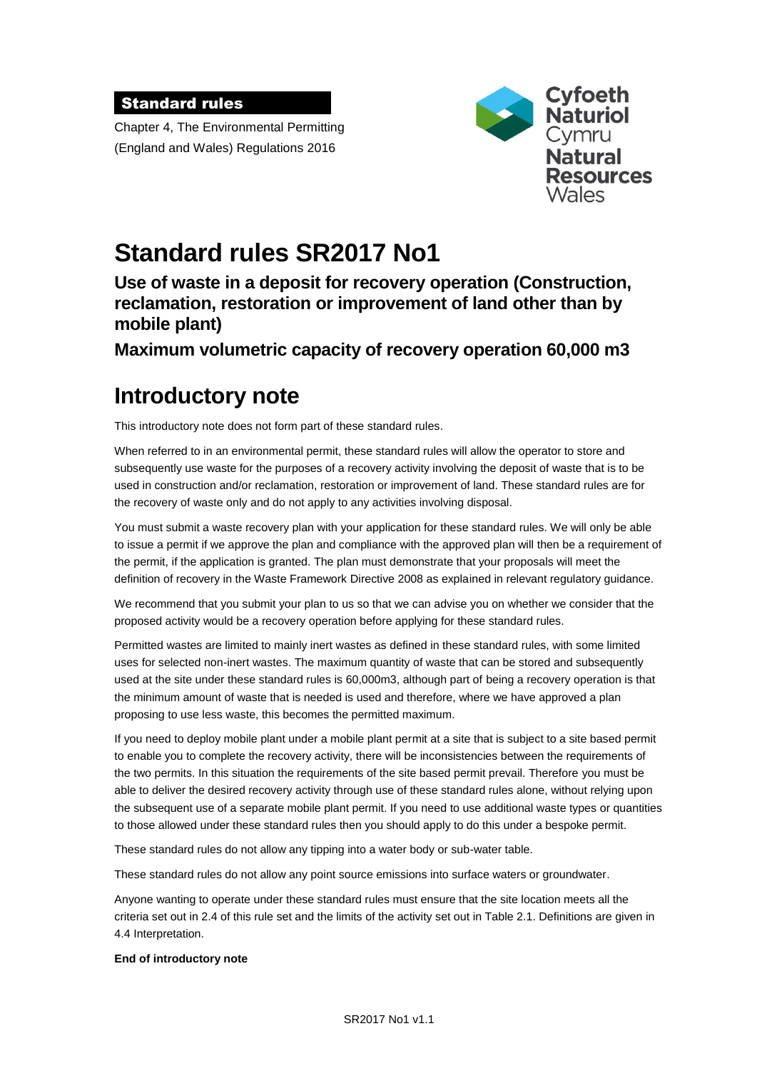**Standard rules**

Chapter 4, The Environmental Permitting (England and Wales) Regulations 2016

Cyfoeth Naturiol Cymru
Natural Resources Wales

# Standard rules SR2017 No1

### Use of waste in a deposit for recovery operation (Construction, reclamation, restoration or improvement of land other than by mobile plant)

### Maximum volumetric capacity of recovery operation 60,000 m3

# Introductory note

This introductory note does not form part of these standard rules.

When referred to in an environmental permit, these standard rules will allow the operator to store and subsequently use waste for the purposes of a recovery activity involving the deposit of waste that is to be used in construction and/or reclamation, restoration or improvement of land. These standard rules are for the recovery of waste only and do not apply to any activities involving disposal.

You must submit a waste recovery plan with your application for these standard rules. We will only be able to issue a permit if we approve the plan and compliance with the approved plan will then be a requirement of the permit, if the application is granted. The plan must demonstrate that your proposals will meet the definition of recovery in the Waste Framework Directive 2008 as explained in relevant regulatory guidance.

We recommend that you submit your plan to us so that we can advise you on whether we consider that the proposed activity would be a recovery operation before applying for these standard rules.

Permitted wastes are limited to mainly inert wastes as defined in these standard rules, with some limited uses for selected non-inert wastes. The maximum quantity of waste that can be stored and subsequently used at the site under these standard rules is 60,000m3, although part of being a recovery operation is that the minimum amount of waste that is needed is used and therefore, where we have approved a plan proposing to use less waste, this becomes the permitted maximum.

If you need to deploy mobile plant under a mobile plant permit at a site that is subject to a site based permit to enable you to complete the recovery activity, there will be inconsistencies between the requirements of the two permits. In this situation the requirements of the site based permit prevail. Therefore you must be able to deliver the desired recovery activity through use of these standard rules alone, without relying upon the subsequent use of a separate mobile plant permit. If you need to use additional waste types or quantities to those allowed under these standard rules then you should apply to do this under a bespoke permit.

These standard rules do not allow any tipping into a water body or sub-water table.

These standard rules do not allow any point source emissions into surface waters or groundwater.

Anyone wanting to operate under these standard rules must ensure that the site location meets all the criteria set out in 2.4 of this rule set and the limits of the activity set out in Table 2.1. Definitions are given in 4.4 Interpretation.

**End of introductory note**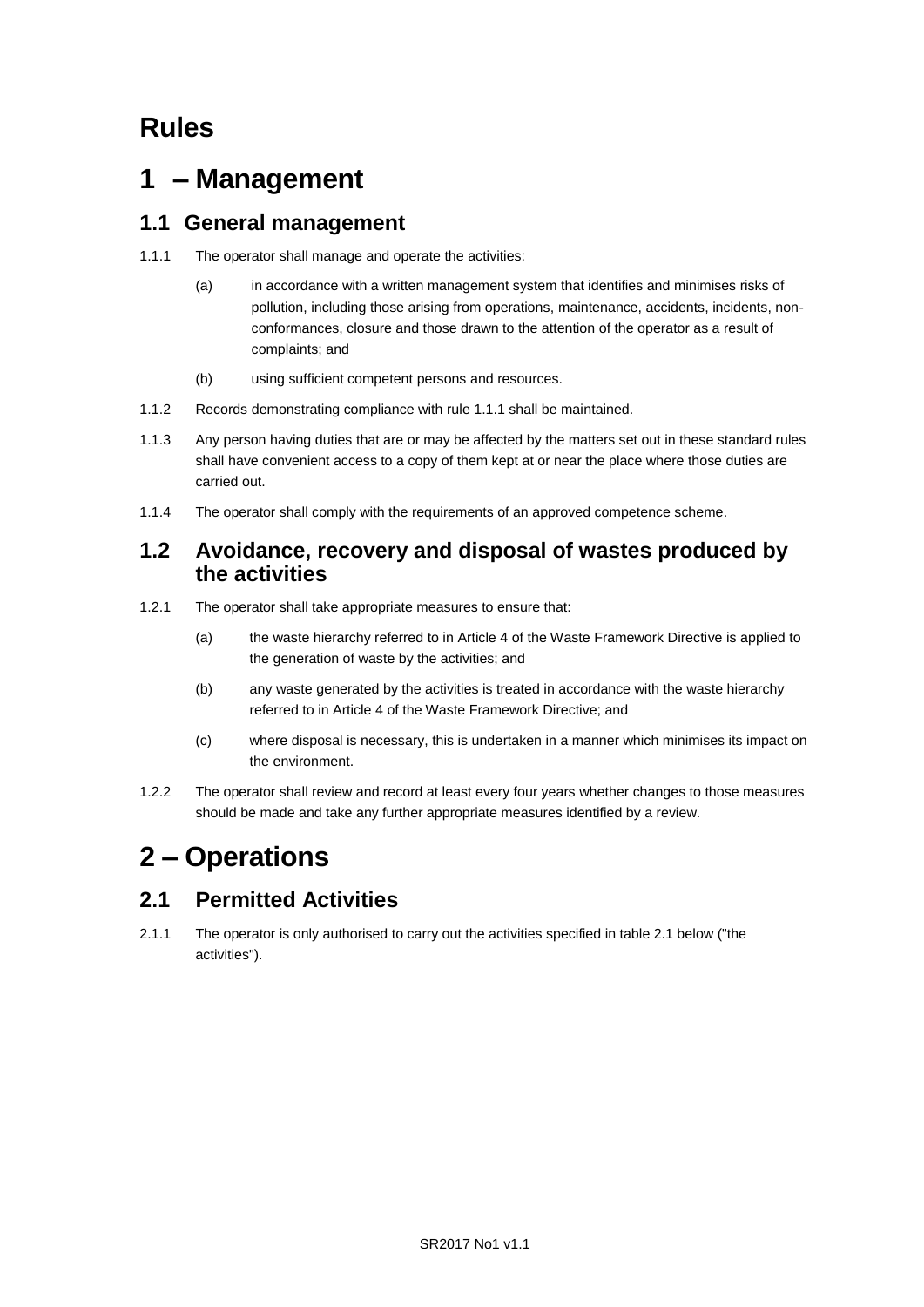# Rules

# 1 – Management

## 1.1 General management

1.1.1 The operator shall manage and operate the activities:

(a) in accordance with a written management system that identifies and minimises risks of pollution, including those arising from operations, maintenance, accidents, incidents, non-conformances, closure and those drawn to the attention of the operator as a result of complaints; and

(b) using sufficient competent persons and resources.

1.1.2 Records demonstrating compliance with rule 1.1.1 shall be maintained.

1.1.3 Any person having duties that are or may be affected by the matters set out in these standard rules shall have convenient access to a copy of them kept at or near the place where those duties are carried out.

1.1.4 The operator shall comply with the requirements of an approved competence scheme.

## 1.2 Avoidance, recovery and disposal of wastes produced by the activities

1.2.1 The operator shall take appropriate measures to ensure that:

(a) the waste hierarchy referred to in Article 4 of the Waste Framework Directive is applied to the generation of waste by the activities; and

(b) any waste generated by the activities is treated in accordance with the waste hierarchy referred to in Article 4 of the Waste Framework Directive; and

(c) where disposal is necessary, this is undertaken in a manner which minimises its impact on the environment.

1.2.2 The operator shall review and record at least every four years whether changes to those measures should be made and take any further appropriate measures identified by a review.

# 2 – Operations

## 2.1 Permitted Activities

2.1.1 The operator is only authorised to carry out the activities specified in table 2.1 below ("the activities").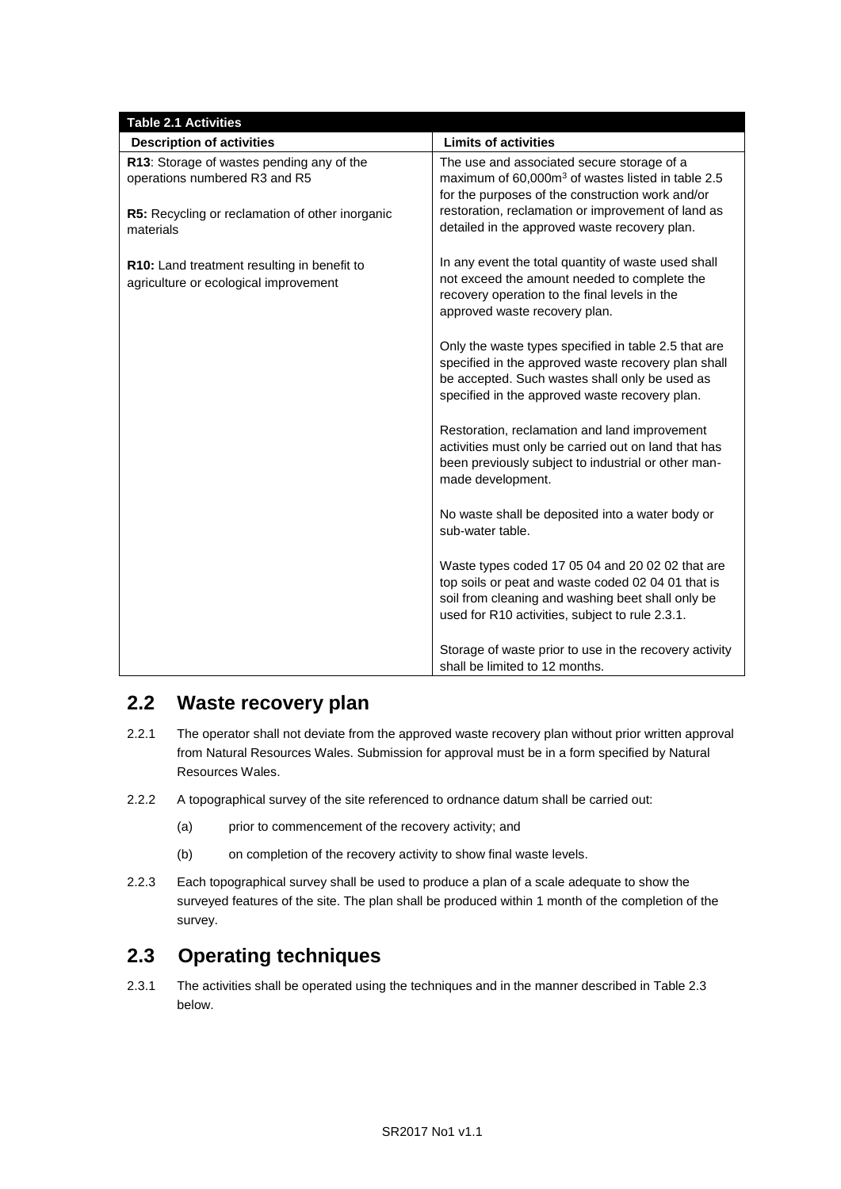| Table 2.1 Activities | |
|---|---|
| **Description of activities** | **Limits of activities** |
| **R13**: Storage of wastes pending any of the operations numbered R3 and R5<br><br>**R5:** Recycling or reclamation of other inorganic materials<br><br>**R10:** Land treatment resulting in benefit to agriculture or ecological improvement | The use and associated secure storage of a maximum of 60,000m$^3$ of wastes listed in table 2.5 for the purposes of the construction work and/or restoration, reclamation or improvement of land as detailed in the approved waste recovery plan.<br><br>In any event the total quantity of waste used shall not exceed the amount needed to complete the recovery operation to the final levels in the approved waste recovery plan.<br><br>Only the waste types specified in table 2.5 that are specified in the approved waste recovery plan shall be accepted. Such wastes shall only be used as specified in the approved waste recovery plan.<br><br>Restoration, reclamation and land improvement activities must only be carried out on land that has been previously subject to industrial or other man-made development.<br><br>No waste shall be deposited into a water body or sub-water table.<br><br>Waste types coded 17 05 04 and 20 02 02 that are top soils or peat and waste coded 02 04 01 that is soil from cleaning and washing beet shall only be used for R10 activities, subject to rule 2.3.1.<br><br>Storage of waste prior to use in the recovery activity shall be limited to 12 months. |

## 2.2 Waste recovery plan

2.2.1 The operator shall not deviate from the approved waste recovery plan without prior written approval from Natural Resources Wales. Submission for approval must be in a form specified by Natural Resources Wales.

2.2.2 A topographical survey of the site referenced to ordnance datum shall be carried out:

(a) prior to commencement of the recovery activity; and

(b) on completion of the recovery activity to show final waste levels.

2.2.3 Each topographical survey shall be used to produce a plan of a scale adequate to show the surveyed features of the site. The plan shall be produced within 1 month of the completion of the survey.

## 2.3 Operating techniques

2.3.1 The activities shall be operated using the techniques and in the manner described in Table 2.3 below.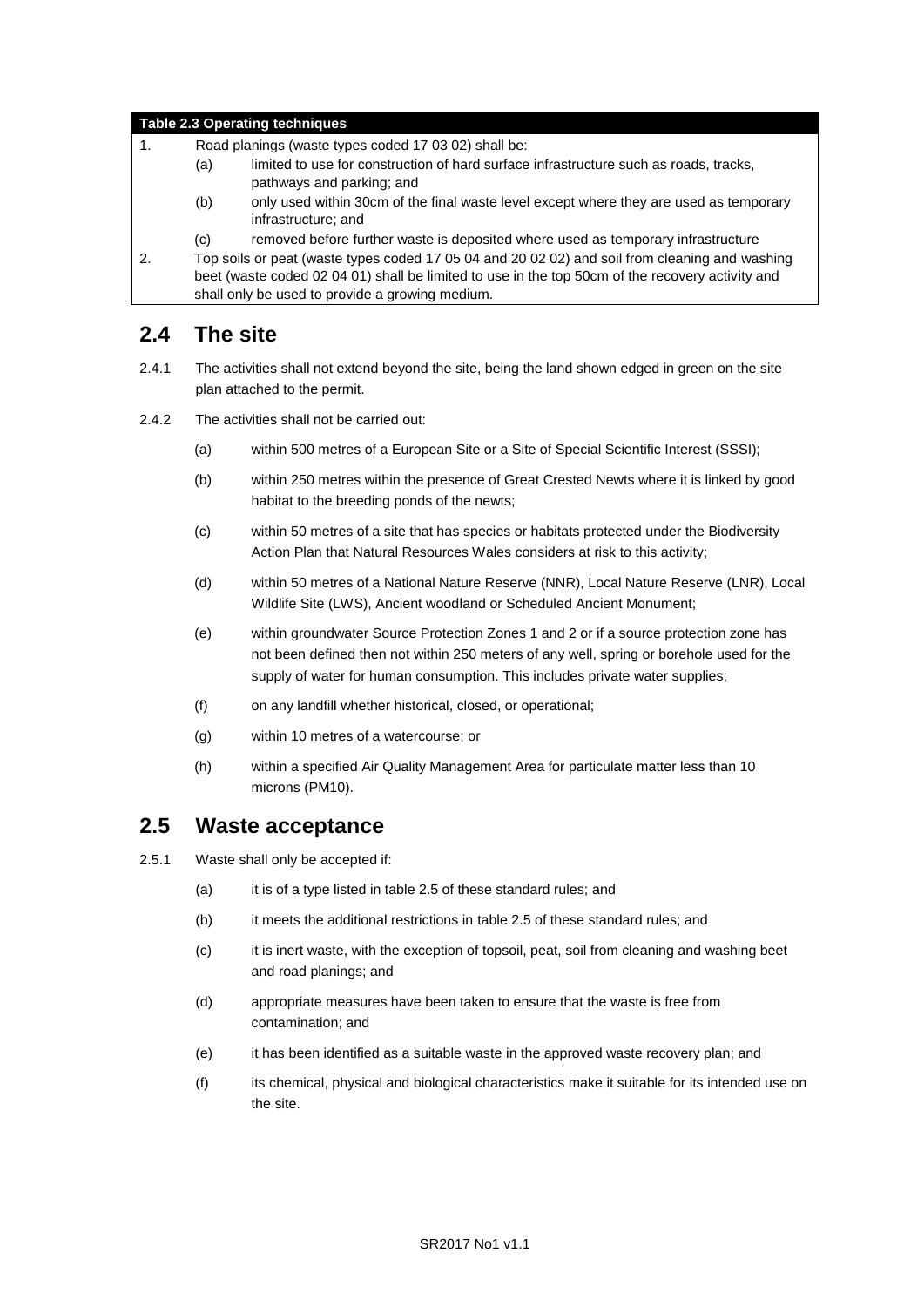| Table 2.3 Operating techniques | |
|---|---|
| 1. | Road planings (waste types coded 17 03 02) shall be:<br>(a) limited to use for construction of hard surface infrastructure such as roads, tracks, pathways and parking; and<br>(b) only used within 30cm of the final waste level except where they are used as temporary infrastructure; and<br>(c) removed before further waste is deposited where used as temporary infrastructure |
| 2. | Top soils or peat (waste types coded 17 05 04 and 20 02 02) and soil from cleaning and washing beet (waste coded 02 04 01) shall be limited to use in the top 50cm of the recovery activity and shall only be used to provide a growing medium. |

## 2.4 The site

2.4.1 The activities shall not extend beyond the site, being the land shown edged in green on the site plan attached to the permit.

2.4.2 The activities shall not be carried out:

(a) within 500 metres of a European Site or a Site of Special Scientific Interest (SSSI);

(b) within 250 metres within the presence of Great Crested Newts where it is linked by good habitat to the breeding ponds of the newts;

(c) within 50 metres of a site that has species or habitats protected under the Biodiversity Action Plan that Natural Resources Wales considers at risk to this activity;

(d) within 50 metres of a National Nature Reserve (NNR), Local Nature Reserve (LNR), Local Wildlife Site (LWS), Ancient woodland or Scheduled Ancient Monument;

(e) within groundwater Source Protection Zones 1 and 2 or if a source protection zone has not been defined then not within 250 meters of any well, spring or borehole used for the supply of water for human consumption. This includes private water supplies;

(f) on any landfill whether historical, closed, or operational;

(g) within 10 metres of a watercourse; or

(h) within a specified Air Quality Management Area for particulate matter less than 10 microns (PM10).

## 2.5 Waste acceptance

2.5.1 Waste shall only be accepted if:

(a) it is of a type listed in table 2.5 of these standard rules; and

(b) it meets the additional restrictions in table 2.5 of these standard rules; and

(c) it is inert waste, with the exception of topsoil, peat, soil from cleaning and washing beet and road planings; and

(d) appropriate measures have been taken to ensure that the waste is free from contamination; and

(e) it has been identified as a suitable waste in the approved waste recovery plan; and

(f) its chemical, physical and biological characteristics make it suitable for its intended use on the site.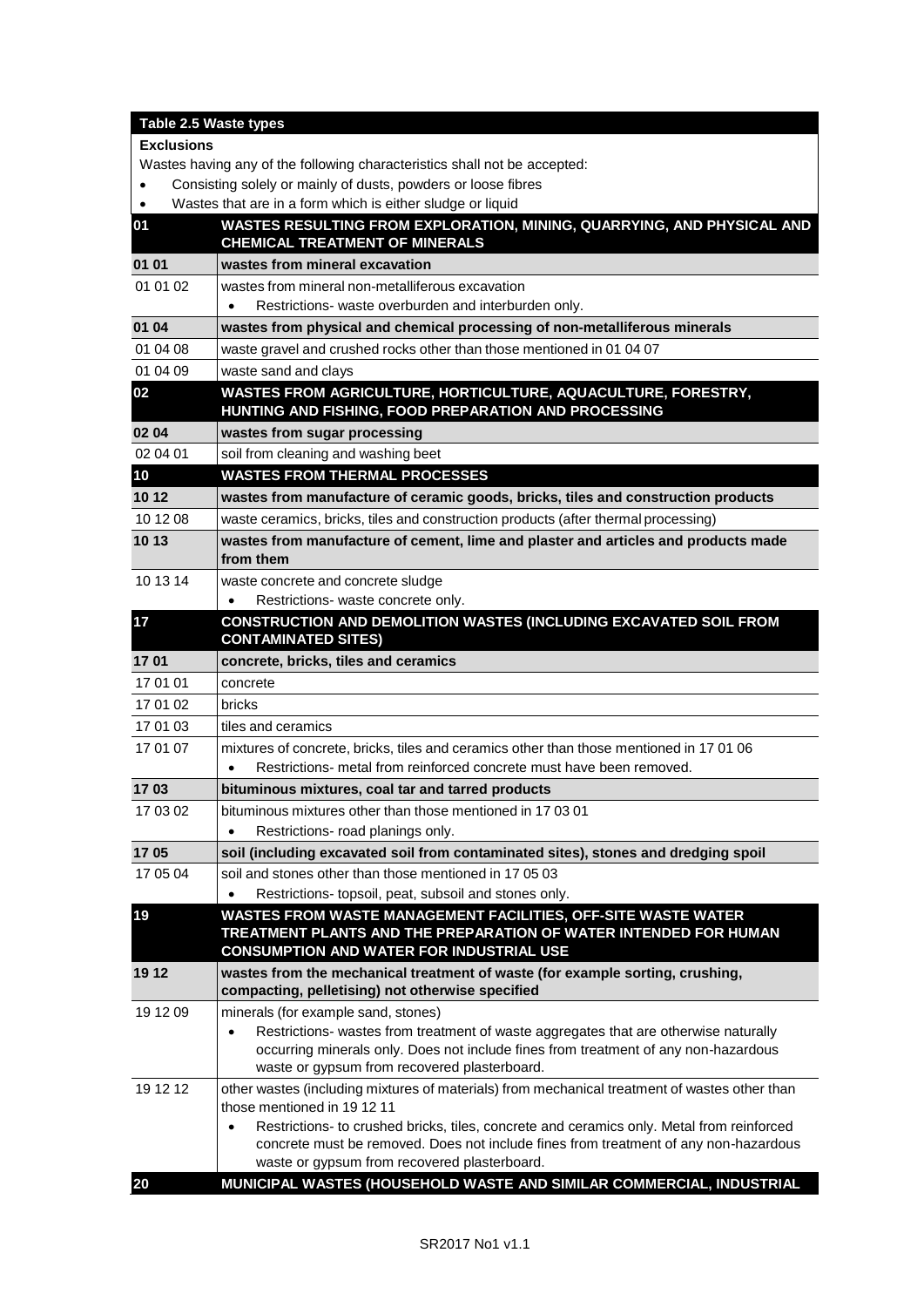| Table 2.5 Waste types | |
|---|---|
| **Exclusions** | |
| Wastes having any of the following characteristics shall not be accepted:<br>• Consisting solely or mainly of dusts, powders or loose fibres<br>• Wastes that are in a form which is either sludge or liquid | |
| **01** | **WASTES RESULTING FROM EXPLORATION, MINING, QUARRYING, AND PHYSICAL AND CHEMICAL TREATMENT OF MINERALS** |
| **01 01** | **wastes from mineral excavation** |
| 01 01 02 | wastes from mineral non-metalliferous excavation<br>• Restrictions- waste overburden and interburden only. |
| **01 04** | **wastes from physical and chemical processing of non-metalliferous minerals** |
| 01 04 08 | waste gravel and crushed rocks other than those mentioned in 01 04 07 |
| 01 04 09 | waste sand and clays |
| **02** | **WASTES FROM AGRICULTURE, HORTICULTURE, AQUACULTURE, FORESTRY, HUNTING AND FISHING, FOOD PREPARATION AND PROCESSING** |
| **02 04** | **wastes from sugar processing** |
| 02 04 01 | soil from cleaning and washing beet |
| **10** | **WASTES FROM THERMAL PROCESSES** |
| **10 12** | **wastes from manufacture of ceramic goods, bricks, tiles and construction products** |
| 10 12 08 | waste ceramics, bricks, tiles and construction products (after thermal processing) |
| **10 13** | **wastes from manufacture of cement, lime and plaster and articles and products made from them** |
| 10 13 14 | waste concrete and concrete sludge<br>• Restrictions- waste concrete only. |
| **17** | **CONSTRUCTION AND DEMOLITION WASTES (INCLUDING EXCAVATED SOIL FROM CONTAMINATED SITES)** |
| **17 01** | **concrete, bricks, tiles and ceramics** |
| 17 01 01 | concrete |
| 17 01 02 | bricks |
| 17 01 03 | tiles and ceramics |
| 17 01 07 | mixtures of concrete, bricks, tiles and ceramics other than those mentioned in 17 01 06<br>• Restrictions- metal from reinforced concrete must have been removed. |
| **17 03** | **bituminous mixtures, coal tar and tarred products** |
| 17 03 02 | bituminous mixtures other than those mentioned in 17 03 01<br>• Restrictions- road planings only. |
| **17 05** | **soil (including excavated soil from contaminated sites), stones and dredging spoil** |
| 17 05 04 | soil and stones other than those mentioned in 17 05 03<br>• Restrictions- topsoil, peat, subsoil and stones only. |
| **19** | **WASTES FROM WASTE MANAGEMENT FACILITIES, OFF-SITE WASTE WATER TREATMENT PLANTS AND THE PREPARATION OF WATER INTENDED FOR HUMAN CONSUMPTION AND WATER FOR INDUSTRIAL USE** |
| **19 12** | **wastes from the mechanical treatment of waste (for example sorting, crushing, compacting, pelletising) not otherwise specified** |
| 19 12 09 | minerals (for example sand, stones)<br>• Restrictions- wastes from treatment of waste aggregates that are otherwise naturally occurring minerals only. Does not include fines from treatment of any non-hazardous waste or gypsum from recovered plasterboard. |
| 19 12 12 | other wastes (including mixtures of materials) from mechanical treatment of wastes other than those mentioned in 19 12 11<br>• Restrictions- to crushed bricks, tiles, concrete and ceramics only. Metal from reinforced concrete must be removed. Does not include fines from treatment of any non-hazardous waste or gypsum from recovered plasterboard. |
| **20** | **MUNICIPAL WASTES (HOUSEHOLD WASTE AND SIMILAR COMMERCIAL, INDUSTRIAL** |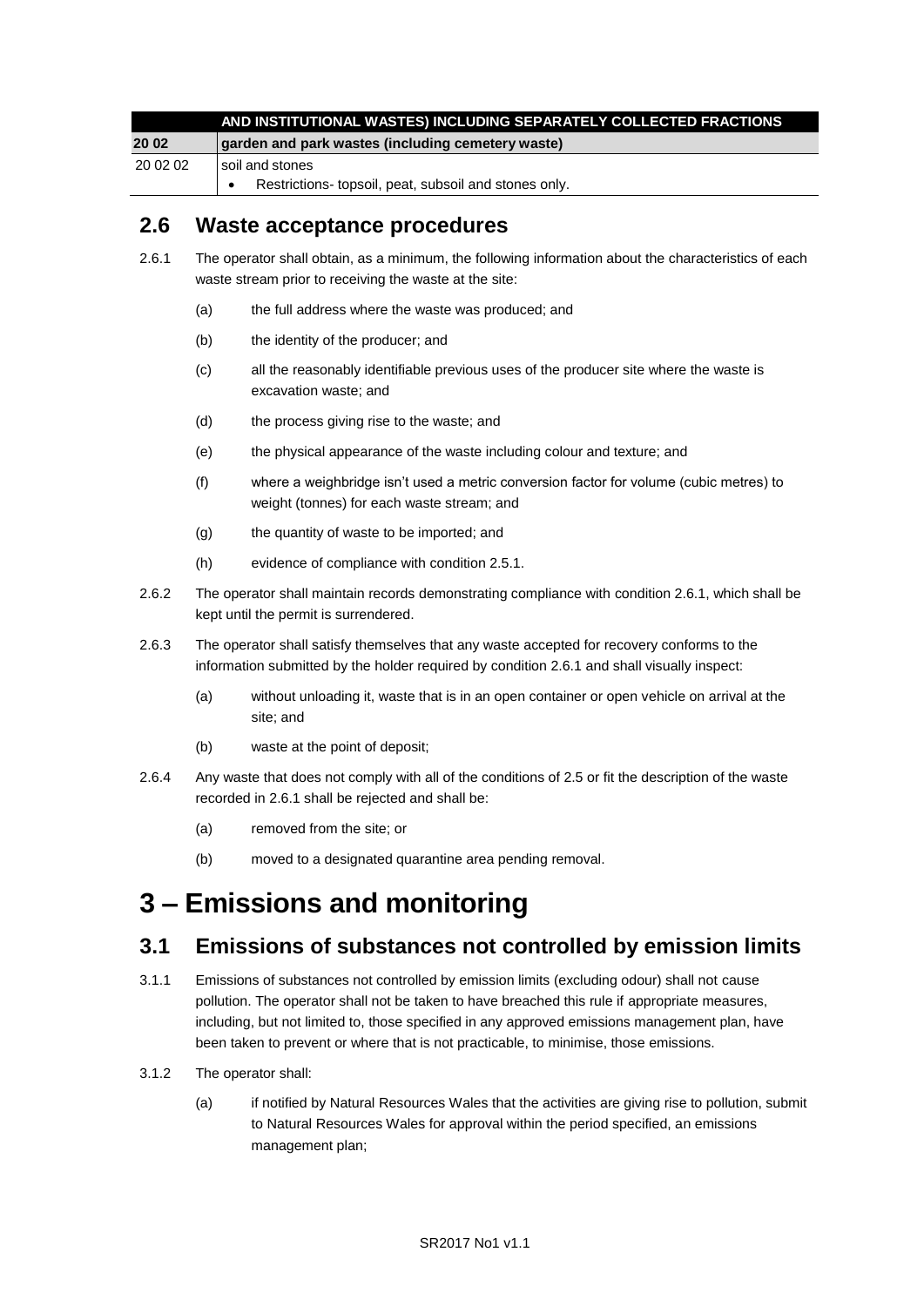|  | AND INSTITUTIONAL WASTES) INCLUDING SEPARATELY COLLECTED FRACTIONS |
| --- | --- |
| **20 02** | **garden and park wastes (including cemetery waste)** |
| 20 02 02 | soil and stones<br>• Restrictions- topsoil, peat, subsoil and stones only. |

## 2.6 Waste acceptance procedures

2.6.1 The operator shall obtain, as a minimum, the following information about the characteristics of each waste stream prior to receiving the waste at the site:

(a) the full address where the waste was produced; and

(b) the identity of the producer; and

(c) all the reasonably identifiable previous uses of the producer site where the waste is excavation waste; and

(d) the process giving rise to the waste; and

(e) the physical appearance of the waste including colour and texture; and

(f) where a weighbridge isn't used a metric conversion factor for volume (cubic metres) to weight (tonnes) for each waste stream; and

(g) the quantity of waste to be imported; and

(h) evidence of compliance with condition 2.5.1.

2.6.2 The operator shall maintain records demonstrating compliance with condition 2.6.1, which shall be kept until the permit is surrendered.

2.6.3 The operator shall satisfy themselves that any waste accepted for recovery conforms to the information submitted by the holder required by condition 2.6.1 and shall visually inspect:

(a) without unloading it, waste that is in an open container or open vehicle on arrival at the site; and

(b) waste at the point of deposit;

2.6.4 Any waste that does not comply with all of the conditions of 2.5 or fit the description of the waste recorded in 2.6.1 shall be rejected and shall be:

(a) removed from the site; or

(b) moved to a designated quarantine area pending removal.

# 3 – Emissions and monitoring

## 3.1 Emissions of substances not controlled by emission limits

3.1.1 Emissions of substances not controlled by emission limits (excluding odour) shall not cause pollution. The operator shall not be taken to have breached this rule if appropriate measures, including, but not limited to, those specified in any approved emissions management plan, have been taken to prevent or where that is not practicable, to minimise, those emissions.

3.1.2 The operator shall:

(a) if notified by Natural Resources Wales that the activities are giving rise to pollution, submit to Natural Resources Wales for approval within the period specified, an emissions management plan;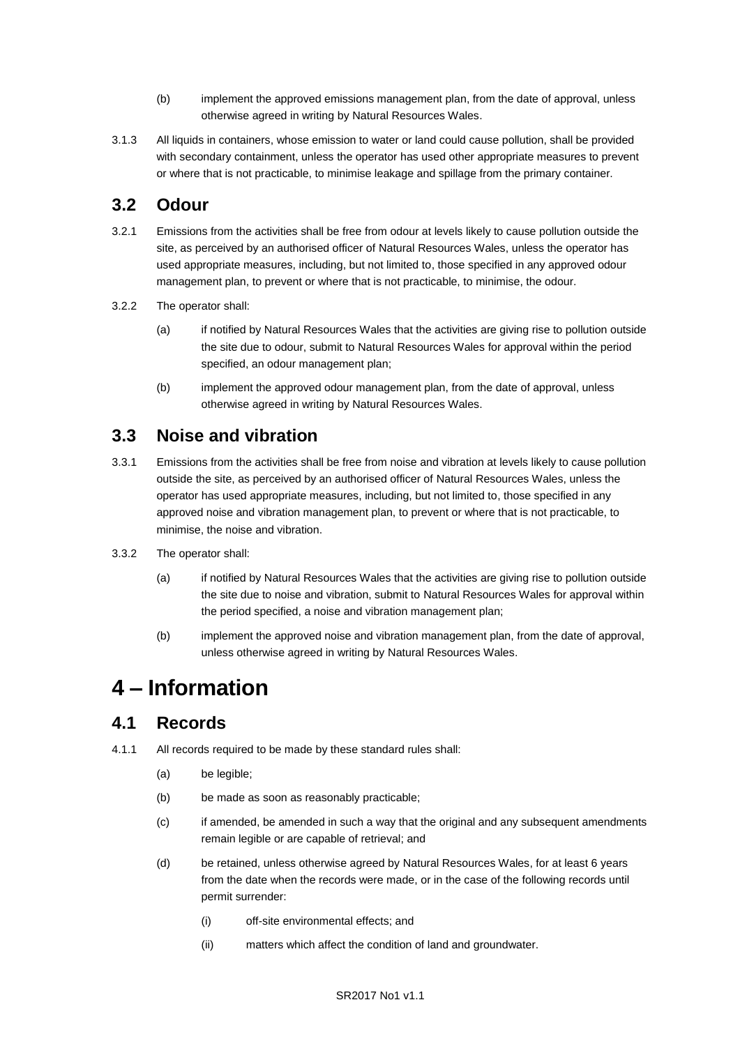(b) implement the approved emissions management plan, from the date of approval, unless otherwise agreed in writing by Natural Resources Wales.

3.1.3 All liquids in containers, whose emission to water or land could cause pollution, shall be provided with secondary containment, unless the operator has used other appropriate measures to prevent or where that is not practicable, to minimise leakage and spillage from the primary container.

## 3.2 Odour

3.2.1 Emissions from the activities shall be free from odour at levels likely to cause pollution outside the site, as perceived by an authorised officer of Natural Resources Wales, unless the operator has used appropriate measures, including, but not limited to, those specified in any approved odour management plan, to prevent or where that is not practicable, to minimise, the odour.

3.2.2 The operator shall:

(a) if notified by Natural Resources Wales that the activities are giving rise to pollution outside the site due to odour, submit to Natural Resources Wales for approval within the period specified, an odour management plan;

(b) implement the approved odour management plan, from the date of approval, unless otherwise agreed in writing by Natural Resources Wales.

## 3.3 Noise and vibration

3.3.1 Emissions from the activities shall be free from noise and vibration at levels likely to cause pollution outside the site, as perceived by an authorised officer of Natural Resources Wales, unless the operator has used appropriate measures, including, but not limited to, those specified in any approved noise and vibration management plan, to prevent or where that is not practicable, to minimise, the noise and vibration.

3.3.2 The operator shall:

(a) if notified by Natural Resources Wales that the activities are giving rise to pollution outside the site due to noise and vibration, submit to Natural Resources Wales for approval within the period specified, a noise and vibration management plan;

(b) implement the approved noise and vibration management plan, from the date of approval, unless otherwise agreed in writing by Natural Resources Wales.

# 4 – Information

## 4.1 Records

4.1.1 All records required to be made by these standard rules shall:

(a) be legible;

(b) be made as soon as reasonably practicable;

(c) if amended, be amended in such a way that the original and any subsequent amendments remain legible or are capable of retrieval; and

(d) be retained, unless otherwise agreed by Natural Resources Wales, for at least 6 years from the date when the records were made, or in the case of the following records until permit surrender:

(i) off-site environmental effects; and

(ii) matters which affect the condition of land and groundwater.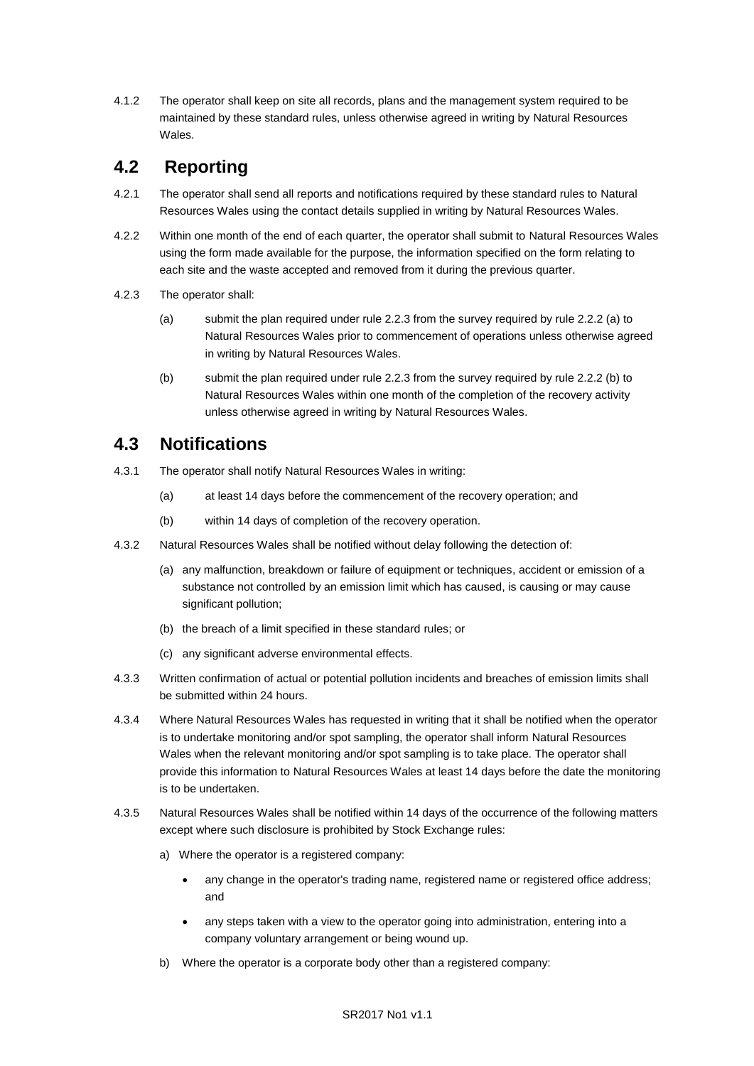4.1.2 The operator shall keep on site all records, plans and the management system required to be maintained by these standard rules, unless otherwise agreed in writing by Natural Resources Wales.

## 4.2 Reporting

4.2.1 The operator shall send all reports and notifications required by these standard rules to Natural Resources Wales using the contact details supplied in writing by Natural Resources Wales.

4.2.2 Within one month of the end of each quarter, the operator shall submit to Natural Resources Wales using the form made available for the purpose, the information specified on the form relating to each site and the waste accepted and removed from it during the previous quarter.

4.2.3 The operator shall:

- (a) submit the plan required under rule 2.2.3 from the survey required by rule 2.2.2 (a) to Natural Resources Wales prior to commencement of operations unless otherwise agreed in writing by Natural Resources Wales.
- (b) submit the plan required under rule 2.2.3 from the survey required by rule 2.2.2 (b) to Natural Resources Wales within one month of the completion of the recovery activity unless otherwise agreed in writing by Natural Resources Wales.

## 4.3 Notifications

4.3.1 The operator shall notify Natural Resources Wales in writing:

- (a) at least 14 days before the commencement of the recovery operation; and
- (b) within 14 days of completion of the recovery operation.

4.3.2 Natural Resources Wales shall be notified without delay following the detection of:

- (a) any malfunction, breakdown or failure of equipment or techniques, accident or emission of a substance not controlled by an emission limit which has caused, is causing or may cause significant pollution;
- (b) the breach of a limit specified in these standard rules; or
- (c) any significant adverse environmental effects.

4.3.3 Written confirmation of actual or potential pollution incidents and breaches of emission limits shall be submitted within 24 hours.

4.3.4 Where Natural Resources Wales has requested in writing that it shall be notified when the operator is to undertake monitoring and/or spot sampling, the operator shall inform Natural Resources Wales when the relevant monitoring and/or spot sampling is to take place. The operator shall provide this information to Natural Resources Wales at least 14 days before the date the monitoring is to be undertaken.

4.3.5 Natural Resources Wales shall be notified within 14 days of the occurrence of the following matters except where such disclosure is prohibited by Stock Exchange rules:

a) Where the operator is a registered company:

- any change in the operator's trading name, registered name or registered office address; and
- any steps taken with a view to the operator going into administration, entering into a company voluntary arrangement or being wound up.

b) Where the operator is a corporate body other than a registered company: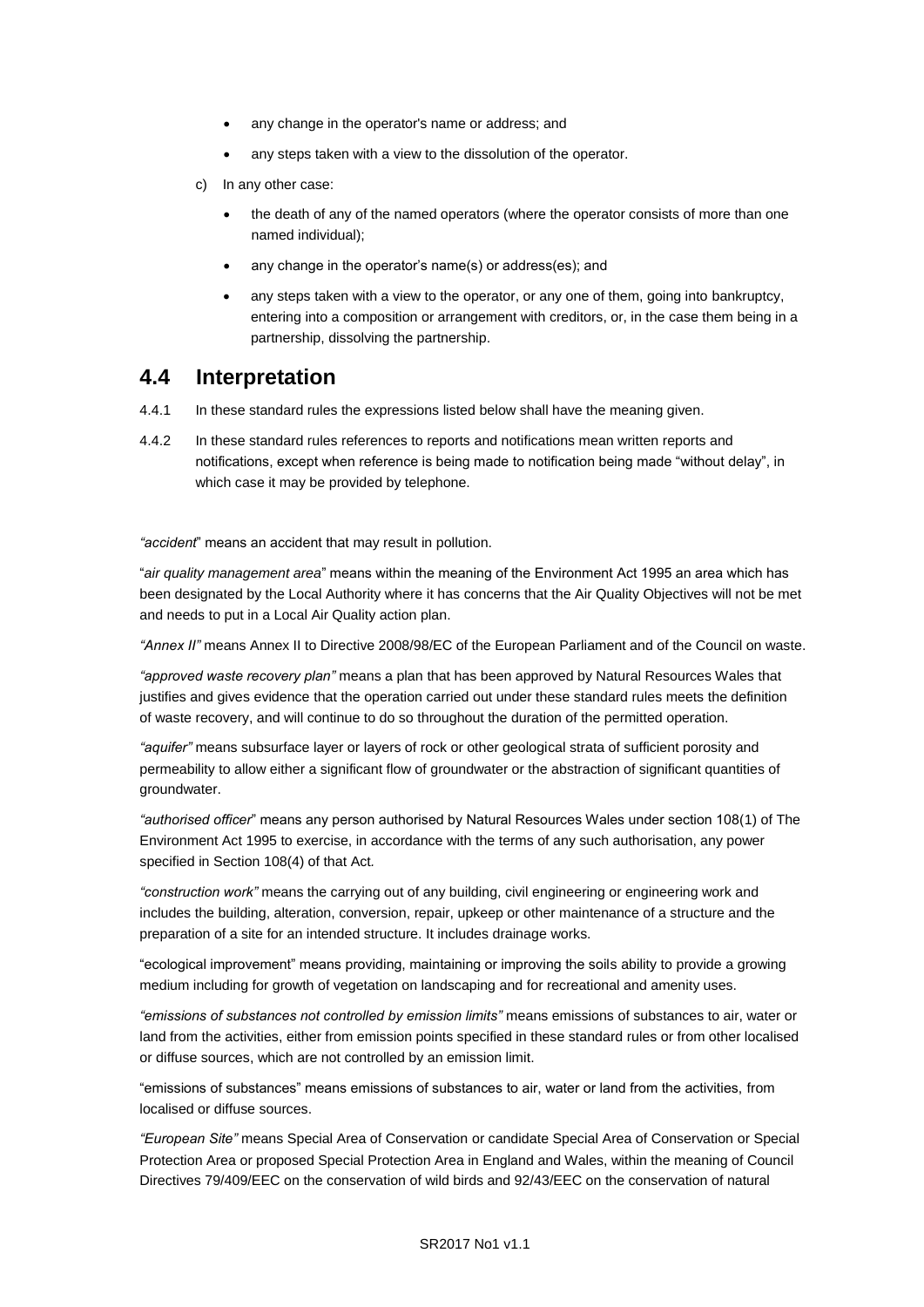- any change in the operator's name or address; and
- any steps taken with a view to the dissolution of the operator.

c) In any other case:

- the death of any of the named operators (where the operator consists of more than one named individual);
- any change in the operator's name(s) or address(es); and
- any steps taken with a view to the operator, or any one of them, going into bankruptcy, entering into a composition or arrangement with creditors, or, in the case them being in a partnership, dissolving the partnership.

## 4.4 Interpretation

4.4.1 In these standard rules the expressions listed below shall have the meaning given.

4.4.2 In these standard rules references to reports and notifications mean written reports and notifications, except when reference is being made to notification being made "without delay", in which case it may be provided by telephone.

*"accident*" means an accident that may result in pollution.

"*air quality management area*" means within the meaning of the Environment Act 1995 an area which has been designated by the Local Authority where it has concerns that the Air Quality Objectives will not be met and needs to put in a Local Air Quality action plan.

*"Annex II"* means Annex II to Directive 2008/98/EC of the European Parliament and of the Council on waste.

*"approved waste recovery plan"* means a plan that has been approved by Natural Resources Wales that justifies and gives evidence that the operation carried out under these standard rules meets the definition of waste recovery, and will continue to do so throughout the duration of the permitted operation.

*"aquifer"* means subsurface layer or layers of rock or other geological strata of sufficient porosity and permeability to allow either a significant flow of groundwater or the abstraction of significant quantities of groundwater.

*"authorised officer*" means any person authorised by Natural Resources Wales under section 108(1) of The Environment Act 1995 to exercise, in accordance with the terms of any such authorisation, any power specified in Section 108(4) of that Act.

*"construction work"* means the carrying out of any building, civil engineering or engineering work and includes the building, alteration, conversion, repair, upkeep or other maintenance of a structure and the preparation of a site for an intended structure. It includes drainage works.

"ecological improvement" means providing, maintaining or improving the soils ability to provide a growing medium including for growth of vegetation on landscaping and for recreational and amenity uses.

*"emissions of substances not controlled by emission limits"* means emissions of substances to air, water or land from the activities, either from emission points specified in these standard rules or from other localised or diffuse sources, which are not controlled by an emission limit.

"emissions of substances" means emissions of substances to air, water or land from the activities, from localised or diffuse sources.

*"European Site"* means Special Area of Conservation or candidate Special Area of Conservation or Special Protection Area or proposed Special Protection Area in England and Wales, within the meaning of Council Directives 79/409/EEC on the conservation of wild birds and 92/43/EEC on the conservation of natural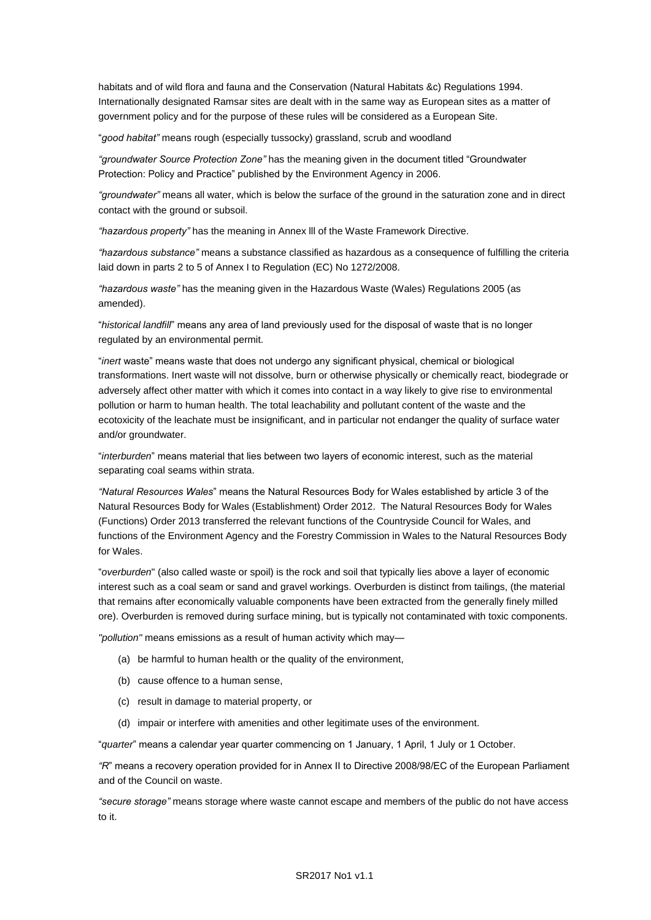habitats and of wild flora and fauna and the Conservation (Natural Habitats &c) Regulations 1994. Internationally designated Ramsar sites are dealt with in the same way as European sites as a matter of government policy and for the purpose of these rules will be considered as a European Site.

"*good habitat"* means rough (especially tussocky) grassland, scrub and woodland

*"groundwater Source Protection Zone"* has the meaning given in the document titled "Groundwater Protection: Policy and Practice" published by the Environment Agency in 2006.

*"groundwater"* means all water, which is below the surface of the ground in the saturation zone and in direct contact with the ground or subsoil.

*"hazardous property"* has the meaning in Annex lll of the Waste Framework Directive.

*"hazardous substance"* means a substance classified as hazardous as a consequence of fulfilling the criteria laid down in parts 2 to 5 of Annex I to Regulation (EC) No 1272/2008.

*"hazardous waste"* has the meaning given in the Hazardous Waste (Wales) Regulations 2005 (as amended).

"*historical landfill*" means any area of land previously used for the disposal of waste that is no longer regulated by an environmental permit.

"*inert* waste" means waste that does not undergo any significant physical, chemical or biological transformations. Inert waste will not dissolve, burn or otherwise physically or chemically react, biodegrade or adversely affect other matter with which it comes into contact in a way likely to give rise to environmental pollution or harm to human health. The total leachability and pollutant content of the waste and the ecotoxicity of the leachate must be insignificant, and in particular not endanger the quality of surface water and/or groundwater.

"*interburden*" means material that lies between two layers of economic interest, such as the material separating coal seams within strata.

*"Natural Resources Wales*" means the Natural Resources Body for Wales established by article 3 of the Natural Resources Body for Wales (Establishment) Order 2012. The Natural Resources Body for Wales (Functions) Order 2013 transferred the relevant functions of the Countryside Council for Wales, and functions of the Environment Agency and the Forestry Commission in Wales to the Natural Resources Body for Wales.

"*overburden*" (also called waste or spoil) is the rock and soil that typically lies above a layer of economic interest such as a coal seam or sand and gravel workings. Overburden is distinct from tailings, (the material that remains after economically valuable components have been extracted from the generally finely milled ore). Overburden is removed during surface mining, but is typically not contaminated with toxic components.

*"pollution"* means emissions as a result of human activity which may—

(a) be harmful to human health or the quality of the environment,

(b) cause offence to a human sense,

(c) result in damage to material property, or

(d) impair or interfere with amenities and other legitimate uses of the environment.

"*quarter*" means a calendar year quarter commencing on 1 January, 1 April, 1 July or 1 October.

*"R*" means a recovery operation provided for in Annex II to Directive 2008/98/EC of the European Parliament and of the Council on waste.

*"secure storage"* means storage where waste cannot escape and members of the public do not have access to it.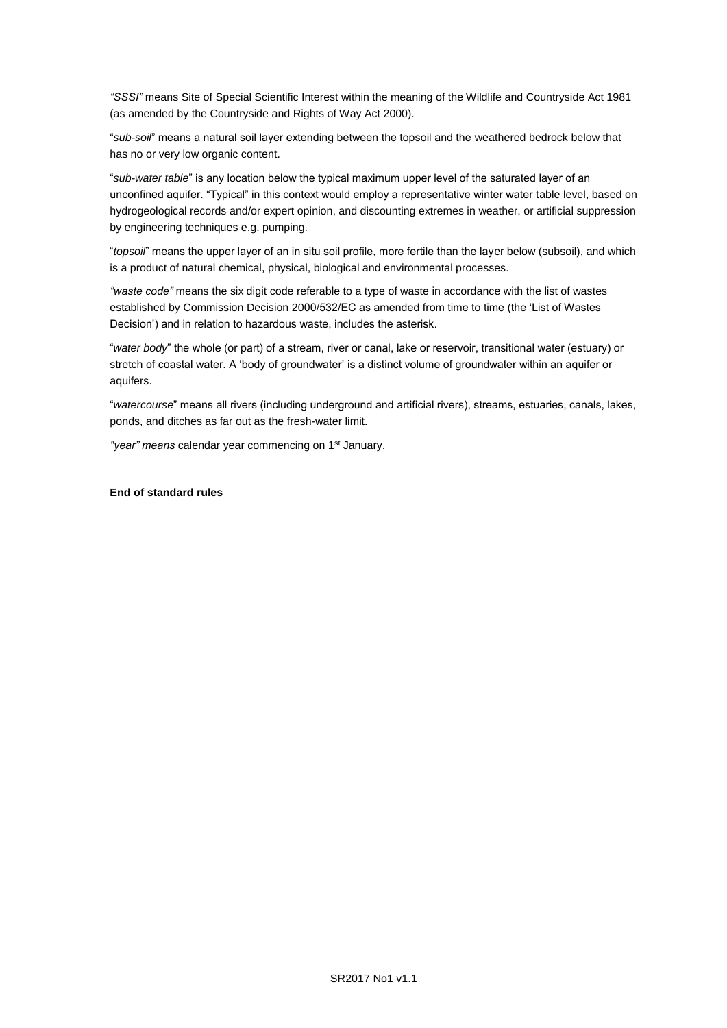*"SSSI"* means Site of Special Scientific Interest within the meaning of the Wildlife and Countryside Act 1981 (as amended by the Countryside and Rights of Way Act 2000).

"*sub-soil*" means a natural soil layer extending between the topsoil and the weathered bedrock below that has no or very low organic content.

"*sub-water table*" is any location below the typical maximum upper level of the saturated layer of an unconfined aquifer. "Typical" in this context would employ a representative winter water table level, based on hydrogeological records and/or expert opinion, and discounting extremes in weather, or artificial suppression by engineering techniques e.g. pumping.

"*topsoil*" means the upper layer of an in situ soil profile, more fertile than the layer below (subsoil), and which is a product of natural chemical, physical, biological and environmental processes.

*"waste code"* means the six digit code referable to a type of waste in accordance with the list of wastes established by Commission Decision 2000/532/EC as amended from time to time (the 'List of Wastes Decision') and in relation to hazardous waste, includes the asterisk.

"*water body*" the whole (or part) of a stream, river or canal, lake or reservoir, transitional water (estuary) or stretch of coastal water. A 'body of groundwater' is a distinct volume of groundwater within an aquifer or aquifers.

"*watercourse*" means all rivers (including underground and artificial rivers), streams, estuaries, canals, lakes, ponds, and ditches as far out as the fresh-water limit.

*"year" means* calendar year commencing on 1st January.

**End of standard rules**